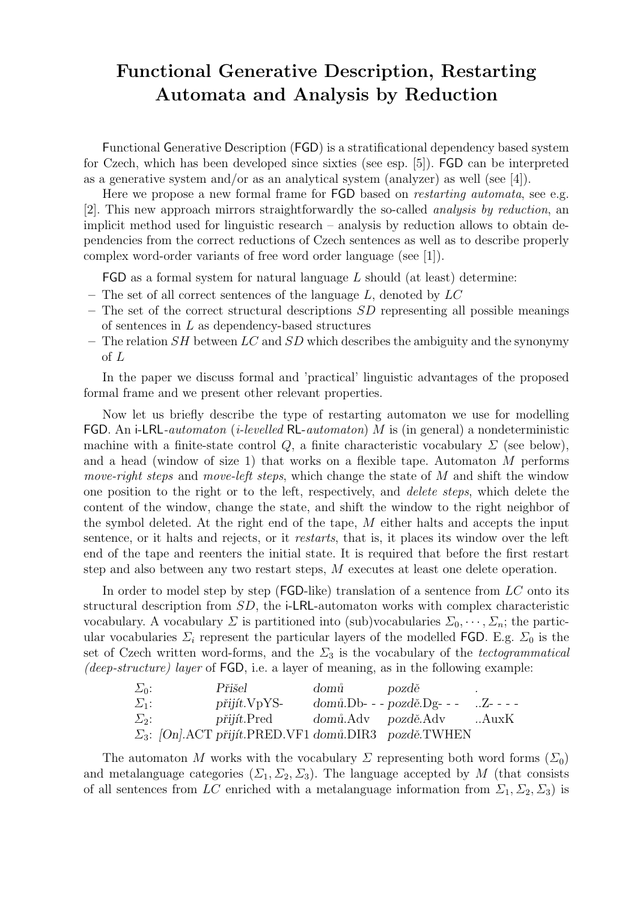# Functional Generative Description, Restarting Automata and Analysis by Reduction

Functional Generative Description (FGD) is a stratificational dependency based system for Czech, which has been developed since sixties (see esp. [5]). FGD can be interpreted as a generative system and/or as an analytical system (analyzer) as well (see [4]).

Here we propose a new formal frame for FGD based on *restarting automata*, see e.g. [2]. This new approach mirrors straightforwardly the so-called *analysis by reduction*, an implicit method used for linguistic research – analysis by reduction allows to obtain dependencies from the correct reductions of Czech sentences as well as to describe properly complex word-order variants of free word order language (see [1]).

FGD as a formal system for natural language $L$ should (at least) determine:

- The set of all correct sentences of the language $L$, denoted by $LC$
- The set of the correct structural descriptions $SD$ representing all possible meanings of sentences in $L$ as dependency-based structures
- The relation $SH$ between $LC$ and $SD$ which describes the ambiguity and the synonymy of $L$

In the paper we discuss formal and 'practical' linguistic advantages of the proposed formal frame and we present other relevant properties.

Now let us briefly describe the type of restarting automaton we use for modelling FGD. An i-LRL-*automaton* (*i-levelled* RL-*automaton*) $M$ is (in general) a nondeterministic machine with a finite-state control $Q$, a finite characteristic vocabulary $\Sigma$ (see below), and a head (window of size 1) that works on a flexible tape. Automaton $M$ performs *move-right steps* and *move-left steps*, which change the state of $M$ and shift the window one position to the right or to the left, respectively, and *delete steps*, which delete the content of the window, change the state, and shift the window to the right neighbor of the symbol deleted. At the right end of the tape, $M$ either halts and accepts the input sentence, or it halts and rejects, or it *restarts*, that is, it places its window over the left end of the tape and reenters the initial state. It is required that before the first restart step and also between any two restart steps, $M$ executes at least one delete operation.

In order to model step by step (FGD-like) translation of a sentence from $LC$ onto its structural description from $SD$, the i-LRL-automaton works with complex characteristic vocabulary. A vocabulary $\Sigma$ is partitioned into (sub)vocabularies $\Sigma_0, \cdots, \Sigma_n$; the particular vocabularies $\Sigma_i$ represent the particular layers of the modelled FGD. E.g. $\Sigma_0$ is the set of Czech written word-forms, and the $\Sigma_3$ is the vocabulary of the *tectogrammatical (deep-structure) layer* of FGD, i.e. a layer of meaning, as in the following example:

| | | | | |
|---|---|---|---|---|
| $\Sigma_0$: | *Přišel* | *domů* | *pozdě* | . |
| $\Sigma_1$: | *přijít*.VpYS- | *domů*.Db- - - | *pozdě*.Dg- - - | ..Z- - - - |
| $\Sigma_2$: | *přijít*.Pred | *domů*.Adv | *pozdě*.Adv | ..AuxK |
| $\Sigma_3$: *[On]*.ACT | *přijít*.PRED.VF1 | *domů*.DIR3 | *pozdě*.TWHEN | |

The automaton $M$ works with the vocabulary $\Sigma$ representing both word forms ($\Sigma_0$) and metalanguage categories ($\Sigma_1, \Sigma_2, \Sigma_3$). The language accepted by $M$ (that consists of all sentences from $LC$ enriched with a metalanguage information from $\Sigma_1, \Sigma_2, \Sigma_3$) is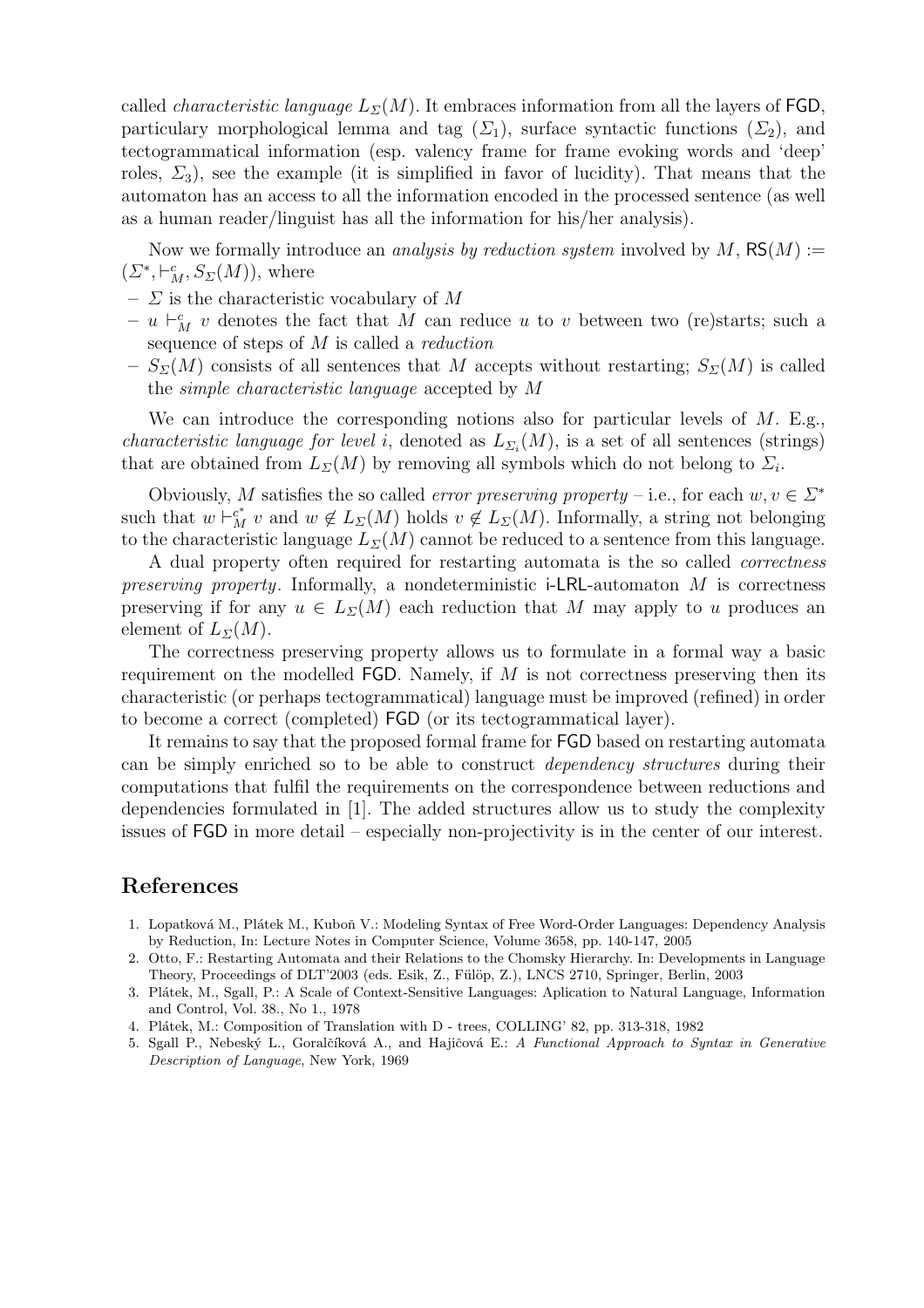called *characteristic language* $L_\Sigma(M)$. It embraces information from all the layers of FGD, particulary morphological lemma and tag ($\Sigma_1$), surface syntactic functions ($\Sigma_2$), and tectogrammatical information (esp. valency frame for frame evoking words and 'deep' roles, $\Sigma_3$), see the example (it is simplified in favor of lucidity). That means that the automaton has an access to all the information encoded in the processed sentence (as well as a human reader/linguist has all the information for his/her analysis).

Now we formally introduce an *analysis by reduction system* involved by $M$, $\mathsf{RS}(M) := (\Sigma^*, \vdash_M^c, S_\Sigma(M))$, where

- $\Sigma$ is the characteristic vocabulary of $M$
- $u \vdash_M^c v$ denotes the fact that $M$ can reduce $u$ to $v$ between two (re)starts; such a sequence of steps of $M$ is called a *reduction*
- $S_\Sigma(M)$ consists of all sentences that $M$ accepts without restarting; $S_\Sigma(M)$ is called the *simple characteristic language* accepted by $M$

We can introduce the corresponding notions also for particular levels of $M$. E.g., *characteristic language for level i*, denoted as $L_{\Sigma_i}(M)$, is a set of all sentences (strings) that are obtained from $L_\Sigma(M)$ by removing all symbols which do not belong to $\Sigma_i$.

Obviously, $M$ satisfies the so called *error preserving property* – i.e., for each $w, v \in \Sigma^*$ such that $w \vdash_M^{c^*} v$ and $w \notin L_\Sigma(M)$ holds $v \notin L_\Sigma(M)$. Informally, a string not belonging to the characteristic language $L_\Sigma(M)$ cannot be reduced to a sentence from this language.

A dual property often required for restarting automata is the so called *correctness preserving property*. Informally, a nondeterministic i-LRL-automaton $M$ is correctness preserving if for any $u \in L_\Sigma(M)$ each reduction that $M$ may apply to $u$ produces an element of $L_\Sigma(M)$.

The correctness preserving property allows us to formulate in a formal way a basic requirement on the modelled FGD. Namely, if $M$ is not correctness preserving then its characteristic (or perhaps tectogrammatical) language must be improved (refined) in order to become a correct (completed) FGD (or its tectogrammatical layer).

It remains to say that the proposed formal frame for FGD based on restarting automata can be simply enriched so to be able to construct *dependency structures* during their computations that fulfil the requirements on the correspondence between reductions and dependencies formulated in [1]. The added structures allow us to study the complexity issues of FGD in more detail – especially non-projectivity is in the center of our interest.

## References

1. Lopatková M., Plátek M., Kuboň V.: Modeling Syntax of Free Word-Order Languages: Dependency Analysis by Reduction, In: Lecture Notes in Computer Science, Volume 3658, pp. 140-147, 2005
2. Otto, F.: Restarting Automata and their Relations to the Chomsky Hierarchy. In: Developments in Language Theory, Proceedings of DLT'2003 (eds. Esik, Z., Fülöp, Z.), LNCS 2710, Springer, Berlin, 2003
3. Plátek, M., Sgall, P.: A Scale of Context-Sensitive Languages: Aplication to Natural Language, Information and Control, Vol. 38., No 1., 1978
4. Plátek, M.: Composition of Translation with D - trees, COLLING' 82, pp. 313-318, 1982
5. Sgall P., Nebeský L., Goralčíková A., and Hajičová E.: *A Functional Approach to Syntax in Generative Description of Language*, New York, 1969